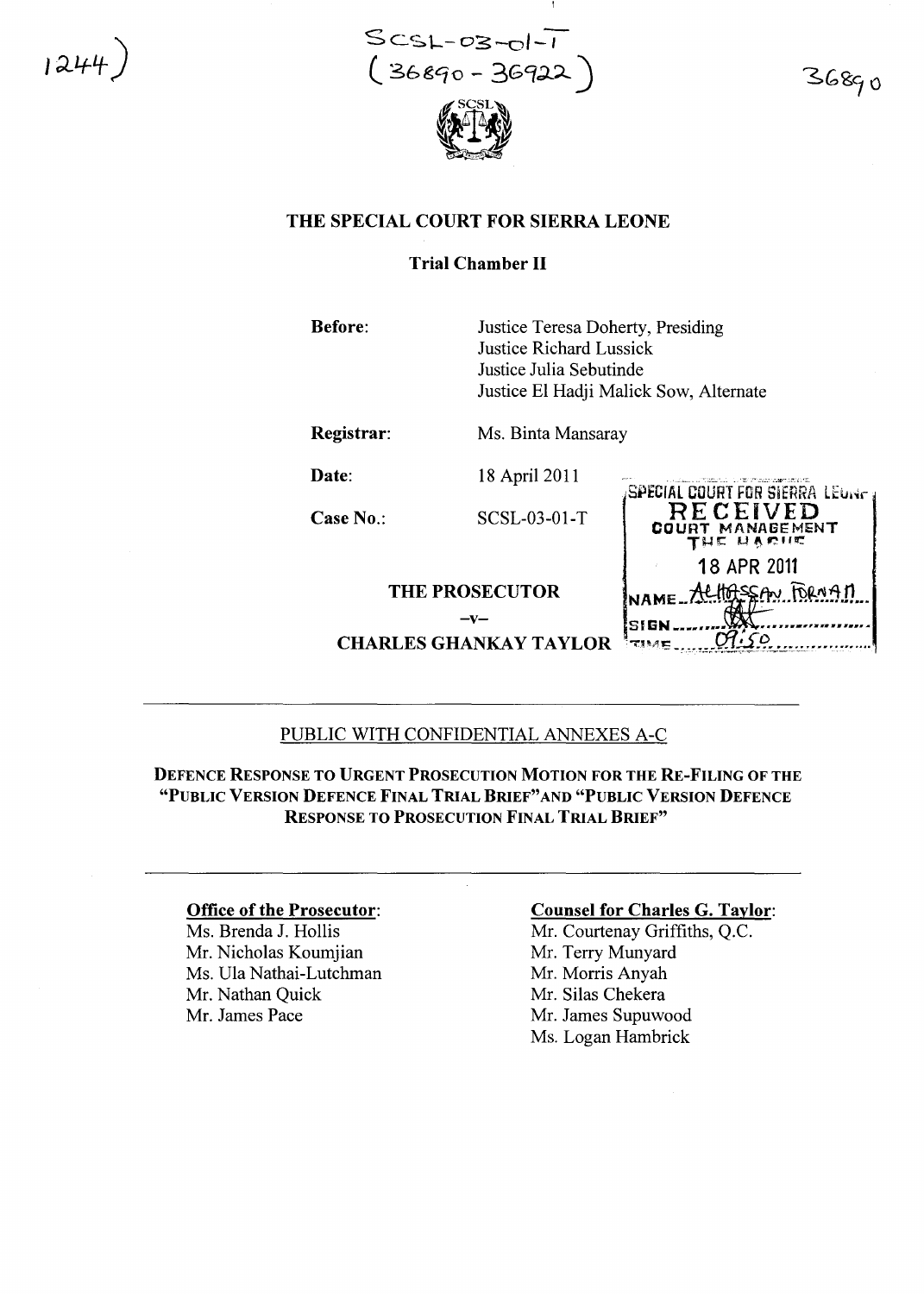1244)

SCSL-03-01-T
(36890 - 36922)

36890

# THE SPECIAL COURT FOR SIERRA LEONE

## Trial Chamber II

**Before:** Justice Teresa Doherty, Presiding
Justice Richard Lussick
Justice Julia Sebutinde
Justice El Hadji Malick Sow, Alternate

**Registrar:** Ms. Binta Mansaray

**Date:** 18 April 2011

**Case No.:** SCSL-03-01-T

SPECIAL COURT FOR SIERRA LEONE
RECEIVED
COURT MANAGEMENT
THE HAGUE
18 APR 2011
NAME ALHASSAN FORNAH
SIGN
TIME 09:50

**THE PROSECUTOR**

–v–

**CHARLES GHANKAY TAYLOR**

---

PUBLIC WITH CONFIDENTIAL ANNEXES A-C

**DEFENCE RESPONSE TO URGENT PROSECUTION MOTION FOR THE RE-FILING OF THE "PUBLIC VERSION DEFENCE FINAL TRIAL BRIEF" AND "PUBLIC VERSION DEFENCE RESPONSE TO PROSECUTION FINAL TRIAL BRIEF"**

---

**Office of the Prosecutor:**
Ms. Brenda J. Hollis
Mr. Nicholas Koumjian
Ms. Ula Nathai-Lutchman
Mr. Nathan Quick
Mr. James Pace

**Counsel for Charles G. Taylor:**
Mr. Courtenay Griffiths, Q.C.
Mr. Terry Munyard
Mr. Morris Anyah
Mr. Silas Chekera
Mr. James Supuwood
Ms. Logan Hambrick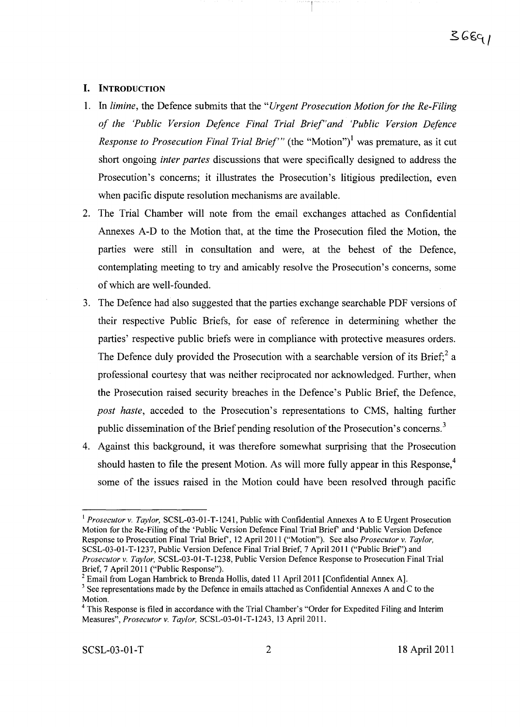## I. INTRODUCTION

1. In *limine*, the Defence submits that the "*Urgent Prosecution Motion for the Re-Filing of the 'Public Version Defence Final Trial Brief'and 'Public Version Defence Response to Prosecution Final Trial Brief'*" (the "Motion")[1] was premature, as it cut short ongoing *inter partes* discussions that were specifically designed to address the Prosecution's concerns; it illustrates the Prosecution's litigious predilection, even when pacific dispute resolution mechanisms are available.
2. The Trial Chamber will note from the email exchanges attached as Confidential Annexes A-D to the Motion that, at the time the Prosecution filed the Motion, the parties were still in consultation and were, at the behest of the Defence, contemplating meeting to try and amicably resolve the Prosecution's concerns, some of which are well-founded.
3. The Defence had also suggested that the parties exchange searchable PDF versions of their respective Public Briefs, for ease of reference in determining whether the parties' respective public briefs were in compliance with protective measures orders. The Defence duly provided the Prosecution with a searchable version of its Brief;[2] a professional courtesy that was neither reciprocated nor acknowledged. Further, when the Prosecution raised security breaches in the Defence's Public Brief, the Defence, *post haste*, acceded to the Prosecution's representations to CMS, halting further public dissemination of the Brief pending resolution of the Prosecution's concerns.[3]
4. Against this background, it was therefore somewhat surprising that the Prosecution should hasten to file the present Motion. As will more fully appear in this Response,[4] some of the issues raised in the Motion could have been resolved through pacific

---

[1] *Prosecutor v. Taylor,* SCSL-03-01-T-1241, Public with Confidential Annexes A to E Urgent Prosecution Motion for the Re-Filing of the 'Public Version Defence Final Trial Brief' and 'Public Version Defence Response to Prosecution Final Trial Brief', 12 April 2011 ("Motion"). See also *Prosecutor v. Taylor,* SCSL-03-01-T-1237, Public Version Defence Final Trial Brief, 7 April 2011 ("Public Brief") and *Prosecutor v. Taylor,* SCSL-03-01-T-1238, Public Version Defence Response to Prosecution Final Trial Brief, 7 April 2011 ("Public Response").

[2] Email from Logan Hambrick to Brenda Hollis, dated 11 April 2011 [Confidential Annex A].

[3] See representations made by the Defence in emails attached as Confidential Annexes A and C to the Motion.

[4] This Response is filed in accordance with the Trial Chamber's "Order for Expedited Filing and Interim Measures", *Prosecutor v. Taylor,* SCSL-03-01-T-1243, 13 April 2011.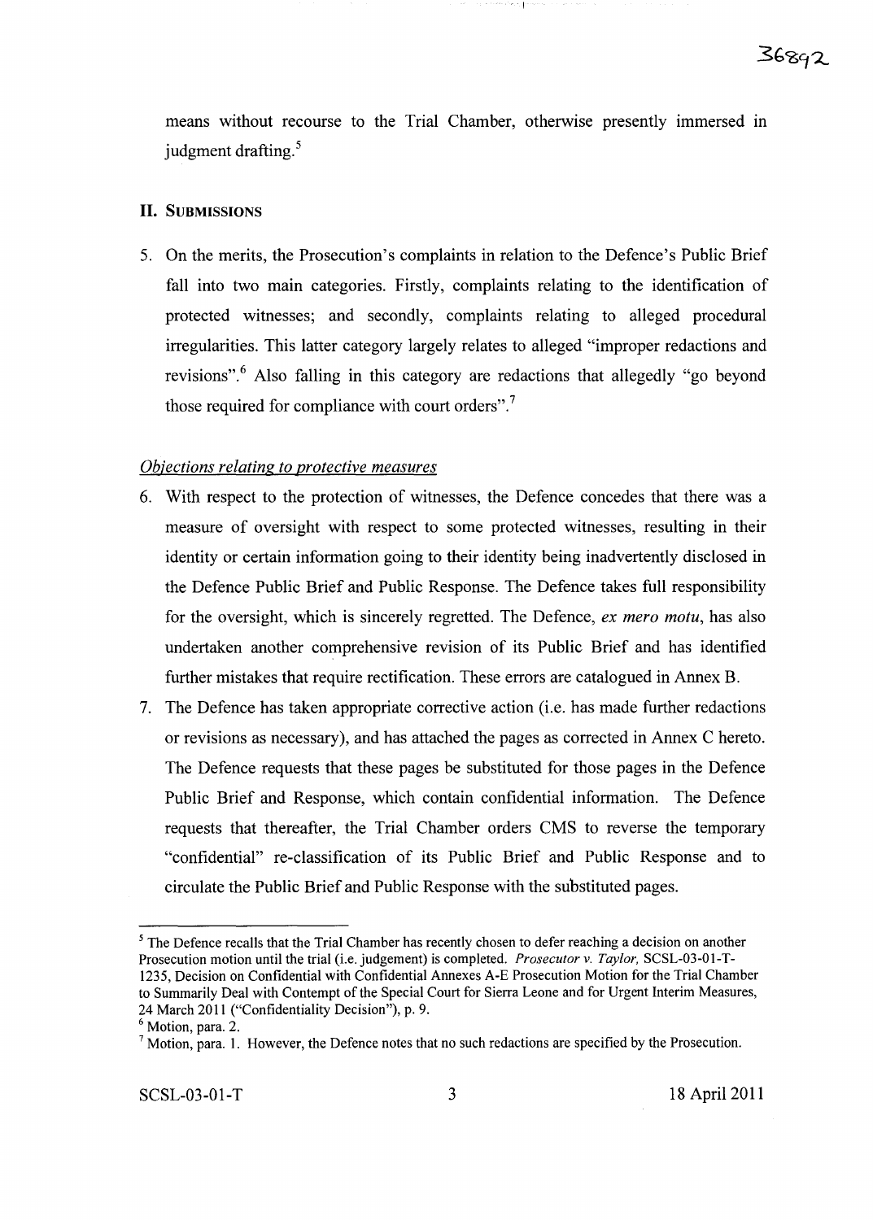means without recourse to the Trial Chamber, otherwise presently immersed in judgment drafting.[5]

## II. SUBMISSIONS

5. On the merits, the Prosecution's complaints in relation to the Defence's Public Brief fall into two main categories. Firstly, complaints relating to the identification of protected witnesses; and secondly, complaints relating to alleged procedural irregularities. This latter category largely relates to alleged "improper redactions and revisions".[6] Also falling in this category are redactions that allegedly "go beyond those required for compliance with court orders".[7]

### *Objections relating to protective measures*

6. With respect to the protection of witnesses, the Defence concedes that there was a measure of oversight with respect to some protected witnesses, resulting in their identity or certain information going to their identity being inadvertently disclosed in the Defence Public Brief and Public Response. The Defence takes full responsibility for the oversight, which is sincerely regretted. The Defence, *ex mero motu*, has also undertaken another comprehensive revision of its Public Brief and has identified further mistakes that require rectification. These errors are catalogued in Annex B.

7. The Defence has taken appropriate corrective action (i.e. has made further redactions or revisions as necessary), and has attached the pages as corrected in Annex C hereto. The Defence requests that these pages be substituted for those pages in the Defence Public Brief and Response, which contain confidential information. The Defence requests that thereafter, the Trial Chamber orders CMS to reverse the temporary "confidential" re-classification of its Public Brief and Public Response and to circulate the Public Brief and Public Response with the substituted pages.

---

[5] The Defence recalls that the Trial Chamber has recently chosen to defer reaching a decision on another Prosecution motion until the trial (i.e. judgement) is completed. *Prosecutor v. Taylor,* SCSL-03-01-T-1235, Decision on Confidential with Confidential Annexes A-E Prosecution Motion for the Trial Chamber to Summarily Deal with Contempt of the Special Court for Sierra Leone and for Urgent Interim Measures, 24 March 2011 ("Confidentiality Decision"), p. 9.

[6] Motion, para. 2.

[7] Motion, para. 1. However, the Defence notes that no such redactions are specified by the Prosecution.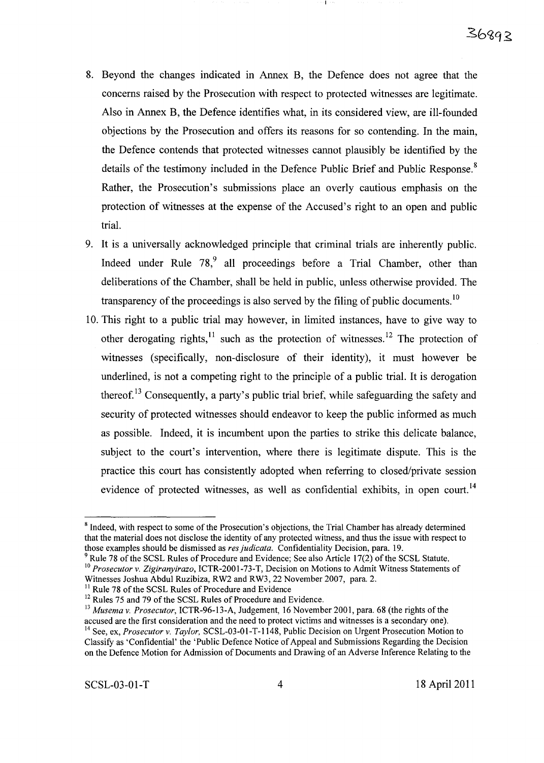8. Beyond the changes indicated in Annex B, the Defence does not agree that the concerns raised by the Prosecution with respect to protected witnesses are legitimate. Also in Annex B, the Defence identifies what, in its considered view, are ill-founded objections by the Prosecution and offers its reasons for so contending. In the main, the Defence contends that protected witnesses cannot plausibly be identified by the details of the testimony included in the Defence Public Brief and Public Response.[8] Rather, the Prosecution's submissions place an overly cautious emphasis on the protection of witnesses at the expense of the Accused's right to an open and public trial.

9. It is a universally acknowledged principle that criminal trials are inherently public. Indeed under Rule 78,[9] all proceedings before a Trial Chamber, other than deliberations of the Chamber, shall be held in public, unless otherwise provided. The transparency of the proceedings is also served by the filing of public documents.[10]

10. This right to a public trial may however, in limited instances, have to give way to other derogating rights,[11] such as the protection of witnesses.[12] The protection of witnesses (specifically, non-disclosure of their identity), it must however be underlined, is not a competing right to the principle of a public trial. It is derogation thereof.[13] Consequently, a party's public trial brief, while safeguarding the safety and security of protected witnesses should endeavor to keep the public informed as much as possible. Indeed, it is incumbent upon the parties to strike this delicate balance, subject to the court's intervention, where there is legitimate dispute. This is the practice this court has consistently adopted when referring to closed/private session evidence of protected witnesses, as well as confidential exhibits, in open court.[14]

---

[8] Indeed, with respect to some of the Prosecution's objections, the Trial Chamber has already determined that the material does not disclose the identity of any protected witness, and thus the issue with respect to those examples should be dismissed as *res judicata*. Confidentiality Decision, para. 19.

[9] Rule 78 of the SCSL Rules of Procedure and Evidence; See also Article 17(2) of the SCSL Statute.

[10] *Prosecutor v. Zigiranyirazo*, ICTR-2001-73-T, Decision on Motions to Admit Witness Statements of Witnesses Joshua Abdul Ruzibiza, RW2 and RW3, 22 November 2007, para. 2.

[11] Rule 78 of the SCSL Rules of Procedure and Evidence

[12] Rules 75 and 79 of the SCSL Rules of Procedure and Evidence.

[13] *Musema v. Prosecutor*, ICTR-96-13-A, Judgement, 16 November 2001, para. 68 (the rights of the accused are the first consideration and the need to protect victims and witnesses is a secondary one).

[14] See, ex, *Prosecutor v. Taylor*, SCSL-03-01-T-1148, Public Decision on Urgent Prosecution Motion to Classify as 'Confidential' the 'Public Defence Notice of Appeal and Submissions Regarding the Decision on the Defence Motion for Admission of Documents and Drawing of an Adverse Inference Relating to the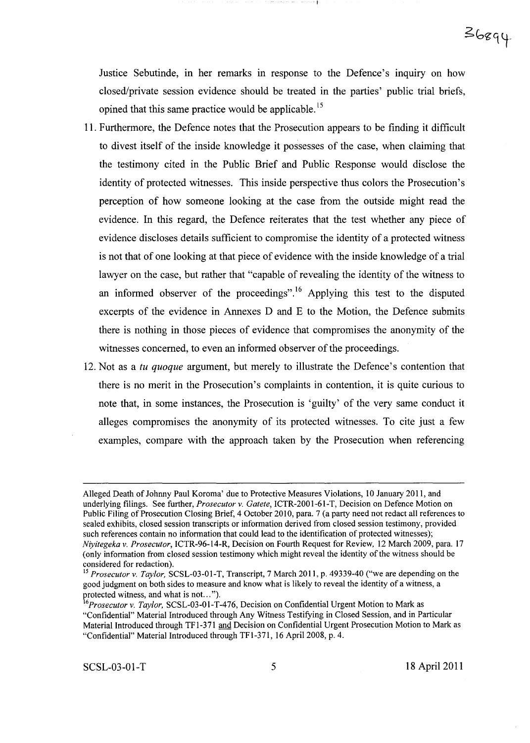Justice Sebutinde, in her remarks in response to the Defence's inquiry on how closed/private session evidence should be treated in the parties' public trial briefs, opined that this same practice would be applicable.[15]

11. Furthermore, the Defence notes that the Prosecution appears to be finding it difficult to divest itself of the inside knowledge it possesses of the case, when claiming that the testimony cited in the Public Brief and Public Response would disclose the identity of protected witnesses. This inside perspective thus colors the Prosecution's perception of how someone looking at the case from the outside might read the evidence. In this regard, the Defence reiterates that the test whether any piece of evidence discloses details sufficient to compromise the identity of a protected witness is not that of one looking at that piece of evidence with the inside knowledge of a trial lawyer on the case, but rather that "capable of revealing the identity of the witness to an informed observer of the proceedings".[16] Applying this test to the disputed excerpts of the evidence in Annexes D and E to the Motion, the Defence submits there is nothing in those pieces of evidence that compromises the anonymity of the witnesses concerned, to even an informed observer of the proceedings.

12. Not as a *tu quoque* argument, but merely to illustrate the Defence's contention that there is no merit in the Prosecution's complaints in contention, it is quite curious to note that, in some instances, the Prosecution is 'guilty' of the very same conduct it alleges compromises the anonymity of its protected witnesses. To cite just a few examples, compare with the approach taken by the Prosecution when referencing

---

Alleged Death of Johnny Paul Koroma' due to Protective Measures Violations, 10 January 2011, and underlying filings. See further, *Prosecutor v. Gatete*, ICTR-2001-61-T, Decision on Defence Motion on Public Filing of Prosecution Closing Brief, 4 October 2010, para. 7 (a party need not redact all references to sealed exhibits, closed session transcripts or information derived from closed session testimony, provided such references contain no information that could lead to the identification of protected witnesses); *Niyitegeka v. Prosecutor*, ICTR-96-14-R, Decision on Fourth Request for Review, 12 March 2009, para. 17 (only information from closed session testimony which might reveal the identity of the witness should be considered for redaction).

[15] *Prosecutor v. Taylor,* SCSL-03-01-T, Transcript, 7 March 2011, p. 49339-40 ("we are depending on the good judgment on both sides to measure and know what is likely to reveal the identity of a witness, a protected witness, and what is not…").

[16] *Prosecutor v. Taylor,* SCSL-03-01-T-476, Decision on Confidential Urgent Motion to Mark as "Confidential" Material Introduced through Any Witness Testifying in Closed Session, and in Particular Material Introduced through TF1-371 and Decision on Confidential Urgent Prosecution Motion to Mark as "Confidential" Material Introduced through TF1-371, 16 April 2008, p. 4.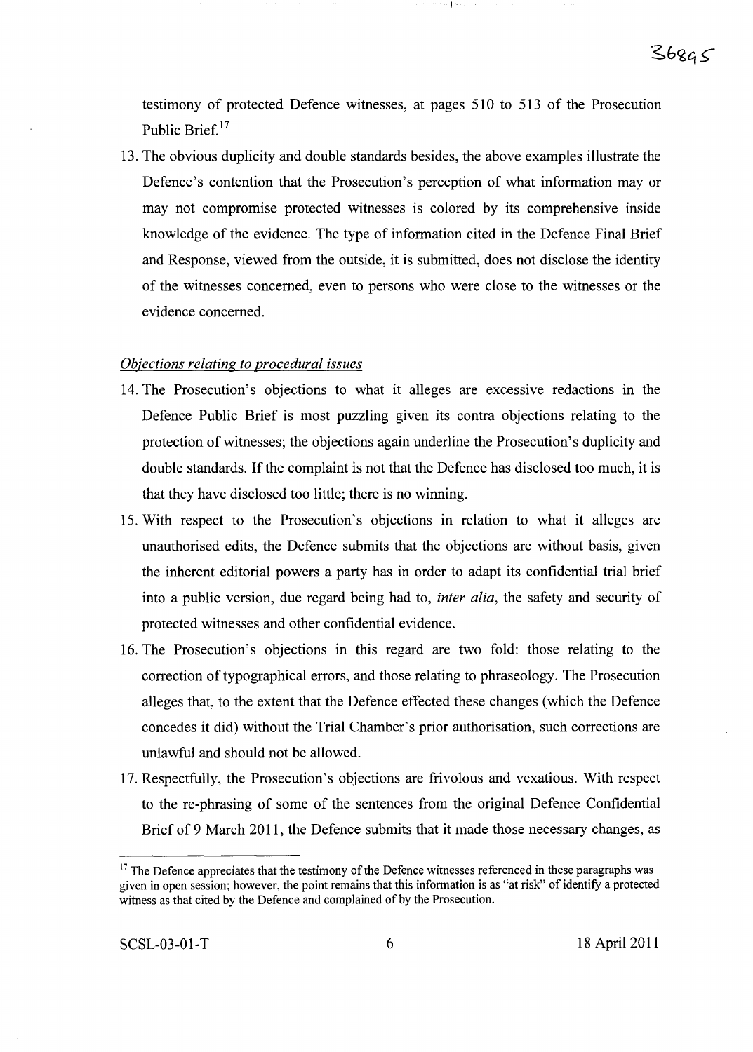testimony of protected Defence witnesses, at pages 510 to 513 of the Prosecution Public Brief.[17]

13. The obvious duplicity and double standards besides, the above examples illustrate the Defence's contention that the Prosecution's perception of what information may or may not compromise protected witnesses is colored by its comprehensive inside knowledge of the evidence. The type of information cited in the Defence Final Brief and Response, viewed from the outside, it is submitted, does not disclose the identity of the witnesses concerned, even to persons who were close to the witnesses or the evidence concerned.

*Objections relating to procedural issues*

14. The Prosecution's objections to what it alleges are excessive redactions in the Defence Public Brief is most puzzling given its contra objections relating to the protection of witnesses; the objections again underline the Prosecution's duplicity and double standards. If the complaint is not that the Defence has disclosed too much, it is that they have disclosed too little; there is no winning.

15. With respect to the Prosecution's objections in relation to what it alleges are unauthorised edits, the Defence submits that the objections are without basis, given the inherent editorial powers a party has in order to adapt its confidential trial brief into a public version, due regard being had to, *inter alia*, the safety and security of protected witnesses and other confidential evidence.

16. The Prosecution's objections in this regard are two fold: those relating to the correction of typographical errors, and those relating to phraseology. The Prosecution alleges that, to the extent that the Defence effected these changes (which the Defence concedes it did) without the Trial Chamber's prior authorisation, such corrections are unlawful and should not be allowed.

17. Respectfully, the Prosecution's objections are frivolous and vexatious. With respect to the re-phrasing of some of the sentences from the original Defence Confidential Brief of 9 March 2011, the Defence submits that it made those necessary changes, as

---

[17] The Defence appreciates that the testimony of the Defence witnesses referenced in these paragraphs was given in open session; however, the point remains that this information is as "at risk" of identify a protected witness as that cited by the Defence and complained of by the Prosecution.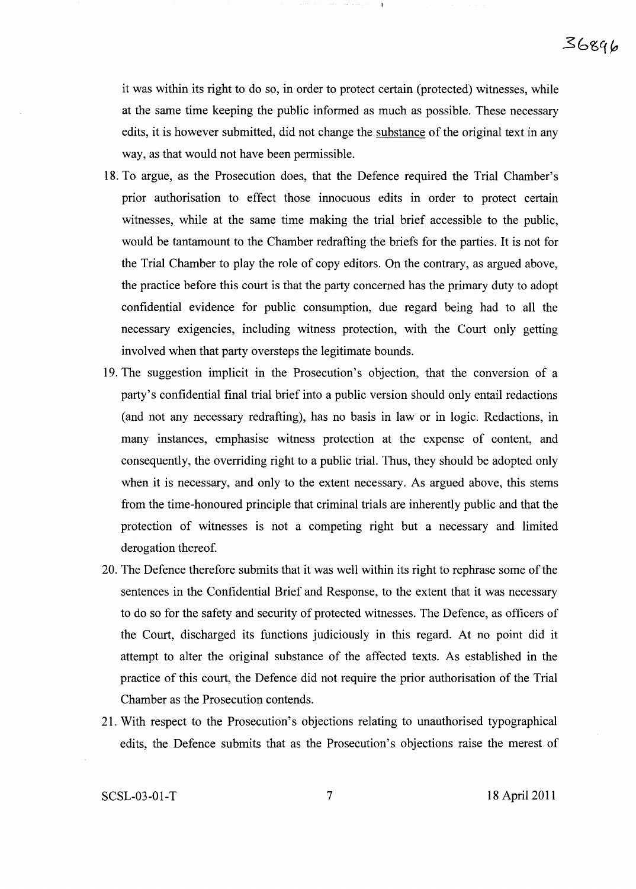it was within its right to do so, in order to protect certain (protected) witnesses, while at the same time keeping the public informed as much as possible. These necessary edits, it is however submitted, did not change the substance of the original text in any way, as that would not have been permissible.

18. To argue, as the Prosecution does, that the Defence required the Trial Chamber's prior authorisation to effect those innocuous edits in order to protect certain witnesses, while at the same time making the trial brief accessible to the public, would be tantamount to the Chamber redrafting the briefs for the parties. It is not for the Trial Chamber to play the role of copy editors. On the contrary, as argued above, the practice before this court is that the party concerned has the primary duty to adopt confidential evidence for public consumption, due regard being had to all the necessary exigencies, including witness protection, with the Court only getting involved when that party oversteps the legitimate bounds.

19. The suggestion implicit in the Prosecution's objection, that the conversion of a party's confidential final trial brief into a public version should only entail redactions (and not any necessary redrafting), has no basis in law or in logic. Redactions, in many instances, emphasise witness protection at the expense of content, and consequently, the overriding right to a public trial. Thus, they should be adopted only when it is necessary, and only to the extent necessary. As argued above, this stems from the time-honoured principle that criminal trials are inherently public and that the protection of witnesses is not a competing right but a necessary and limited derogation thereof.

20. The Defence therefore submits that it was well within its right to rephrase some of the sentences in the Confidential Brief and Response, to the extent that it was necessary to do so for the safety and security of protected witnesses. The Defence, as officers of the Court, discharged its functions judiciously in this regard. At no point did it attempt to alter the original substance of the affected texts. As established in the practice of this court, the Defence did not require the prior authorisation of the Trial Chamber as the Prosecution contends.

21. With respect to the Prosecution's objections relating to unauthorised typographical edits, the Defence submits that as the Prosecution's objections raise the merest of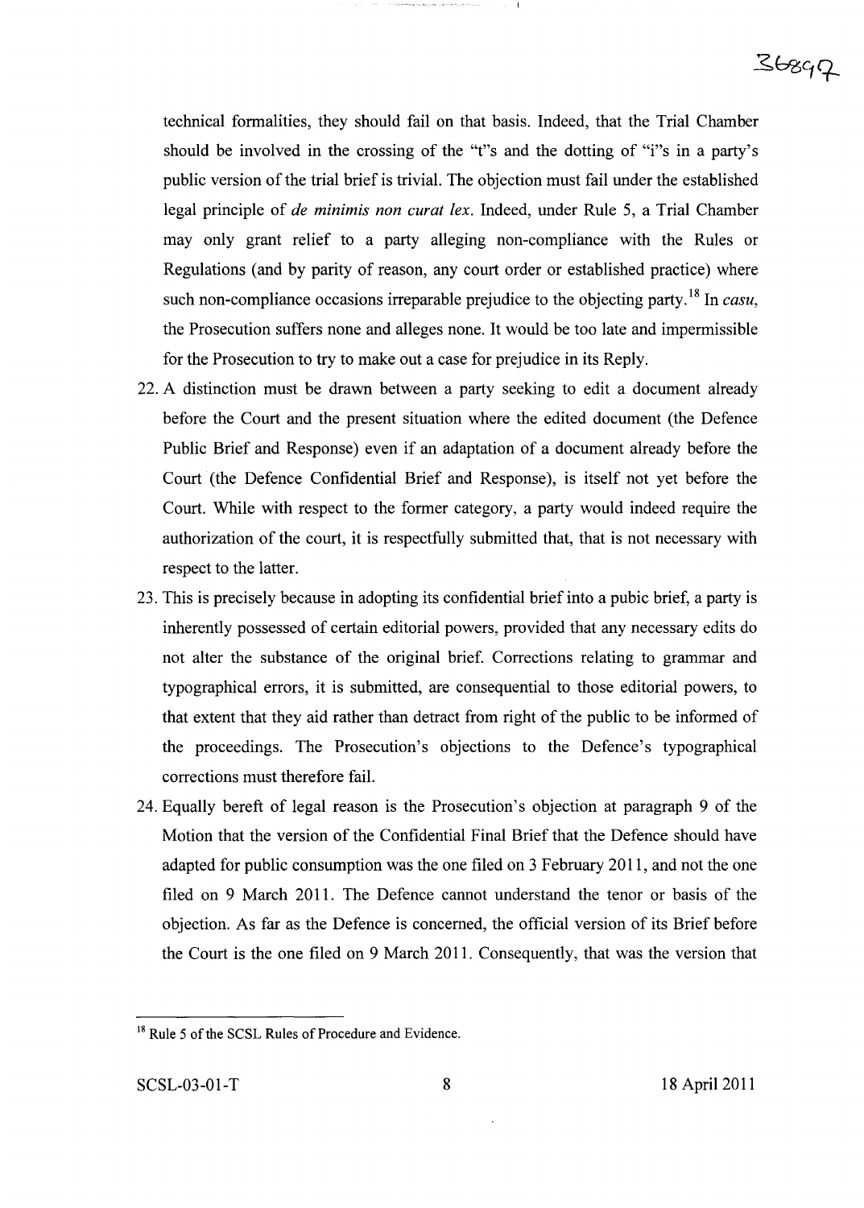technical formalities, they should fail on that basis. Indeed, that the Trial Chamber should be involved in the crossing of the "t"s and the dotting of "i"s in a party's public version of the trial brief is trivial. The objection must fail under the established legal principle of *de minimis non curat lex*. Indeed, under Rule 5, a Trial Chamber may only grant relief to a party alleging non-compliance with the Rules or Regulations (and by parity of reason, any court order or established practice) where such non-compliance occasions irreparable prejudice to the objecting party.[18] In *casu*, the Prosecution suffers none and alleges none. It would be too late and impermissible for the Prosecution to try to make out a case for prejudice in its Reply.

22. A distinction must be drawn between a party seeking to edit a document already before the Court and the present situation where the edited document (the Defence Public Brief and Response) even if an adaptation of a document already before the Court (the Defence Confidential Brief and Response), is itself not yet before the Court. While with respect to the former category, a party would indeed require the authorization of the court, it is respectfully submitted that, that is not necessary with respect to the latter.

23. This is precisely because in adopting its confidential brief into a pubic brief, a party is inherently possessed of certain editorial powers, provided that any necessary edits do not alter the substance of the original brief. Corrections relating to grammar and typographical errors, it is submitted, are consequential to those editorial powers, to that extent that they aid rather than detract from right of the public to be informed of the proceedings. The Prosecution's objections to the Defence's typographical corrections must therefore fail.

24. Equally bereft of legal reason is the Prosecution's objection at paragraph 9 of the Motion that the version of the Confidential Final Brief that the Defence should have adapted for public consumption was the one filed on 3 February 2011, and not the one filed on 9 March 2011. The Defence cannot understand the tenor or basis of the objection. As far as the Defence is concerned, the official version of its Brief before the Court is the one filed on 9 March 2011. Consequently, that was the version that

---

[18] Rule 5 of the SCSL Rules of Procedure and Evidence.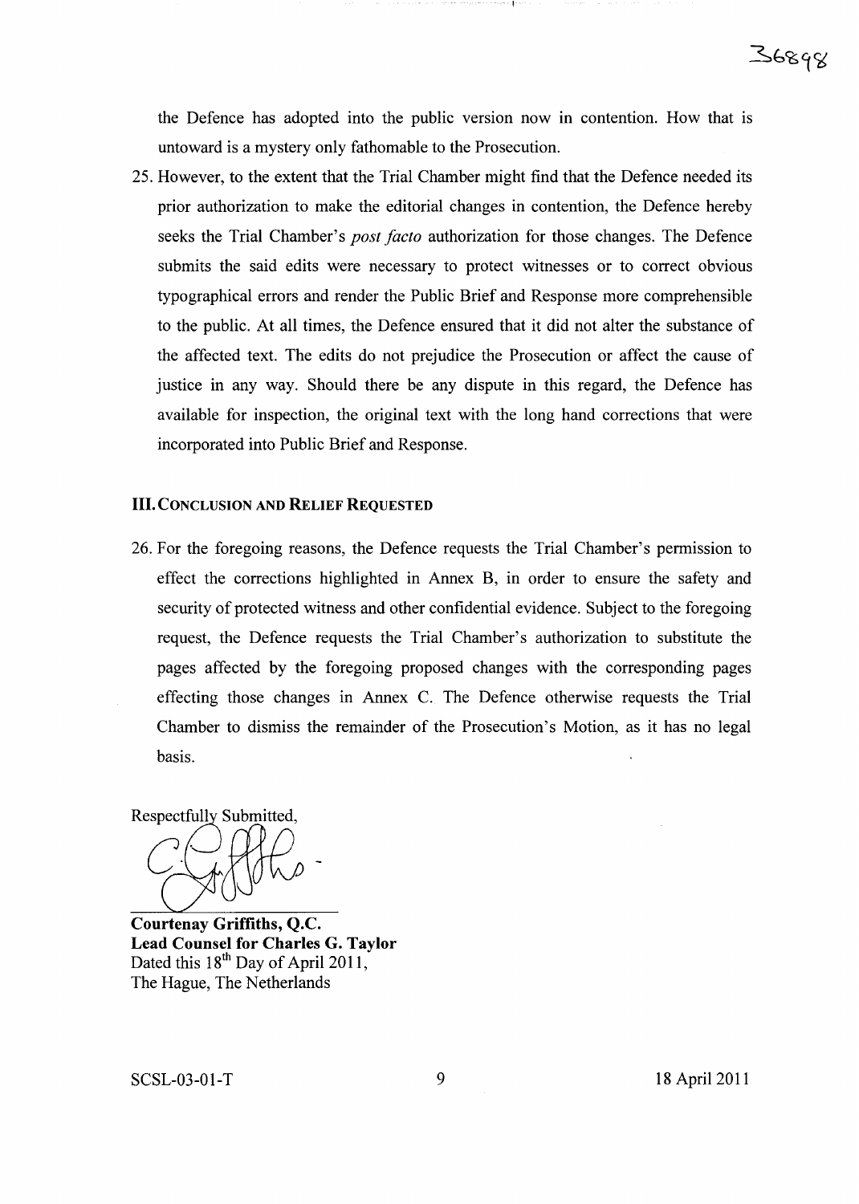the Defence has adopted into the public version now in contention. How that is untoward is a mystery only fathomable to the Prosecution.

25. However, to the extent that the Trial Chamber might find that the Defence needed its prior authorization to make the editorial changes in contention, the Defence hereby seeks the Trial Chamber's *post facto* authorization for those changes. The Defence submits the said edits were necessary to protect witnesses or to correct obvious typographical errors and render the Public Brief and Response more comprehensible to the public. At all times, the Defence ensured that it did not alter the substance of the affected text. The edits do not prejudice the Prosecution or affect the cause of justice in any way. Should there be any dispute in this regard, the Defence has available for inspection, the original text with the long hand corrections that were incorporated into Public Brief and Response.

## III. CONCLUSION AND RELIEF REQUESTED

26. For the foregoing reasons, the Defence requests the Trial Chamber's permission to effect the corrections highlighted in Annex B, in order to ensure the safety and security of protected witness and other confidential evidence. Subject to the foregoing request, the Defence requests the Trial Chamber's authorization to substitute the pages affected by the foregoing proposed changes with the corresponding pages effecting those changes in Annex C. The Defence otherwise requests the Trial Chamber to dismiss the remainder of the Prosecution's Motion, as it has no legal basis.

Respectfully Submitted,

**Courtenay Griffiths, Q.C.**
**Lead Counsel for Charles G. Taylor**
Dated this 18th Day of April 2011,
The Hague, The Netherlands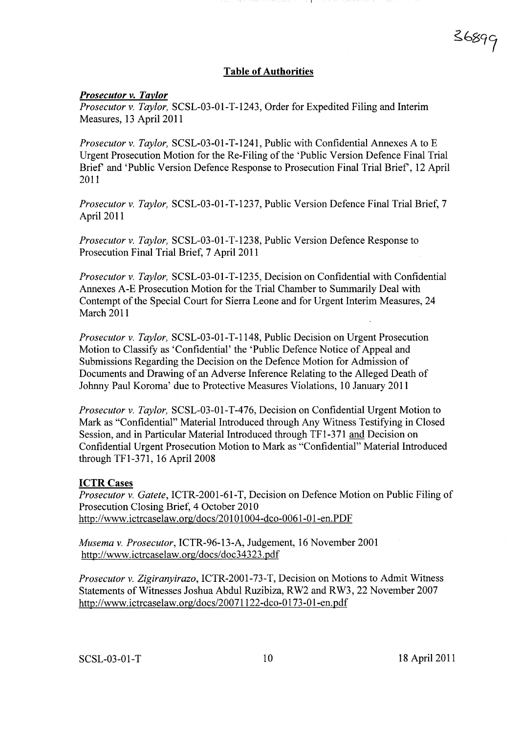## Table of Authorities

***Prosecutor v. Taylor***

*Prosecutor v. Taylor,* SCSL-03-01-T-1243, Order for Expedited Filing and Interim Measures, 13 April 2011

*Prosecutor v. Taylor,* SCSL-03-01-T-1241, Public with Confidential Annexes A to E Urgent Prosecution Motion for the Re-Filing of the 'Public Version Defence Final Trial Brief' and 'Public Version Defence Response to Prosecution Final Trial Brief', 12 April 2011

*Prosecutor v. Taylor,* SCSL-03-01-T-1237, Public Version Defence Final Trial Brief, 7 April 2011

*Prosecutor v. Taylor,* SCSL-03-01-T-1238, Public Version Defence Response to Prosecution Final Trial Brief, 7 April 2011

*Prosecutor v. Taylor,* SCSL-03-01-T-1235, Decision on Confidential with Confidential Annexes A-E Prosecution Motion for the Trial Chamber to Summarily Deal with Contempt of the Special Court for Sierra Leone and for Urgent Interim Measures, 24 March 2011

*Prosecutor v. Taylor,* SCSL-03-01-T-1148, Public Decision on Urgent Prosecution Motion to Classify as 'Confidential' the 'Public Defence Notice of Appeal and Submissions Regarding the Decision on the Defence Motion for Admission of Documents and Drawing of an Adverse Inference Relating to the Alleged Death of Johnny Paul Koroma' due to Protective Measures Violations, 10 January 2011

*Prosecutor v. Taylor,* SCSL-03-01-T-476, Decision on Confidential Urgent Motion to Mark as "Confidential" Material Introduced through Any Witness Testifying in Closed Session, and in Particular Material Introduced through TF1-371 and Decision on Confidential Urgent Prosecution Motion to Mark as "Confidential" Material Introduced through TF1-371, 16 April 2008

**ICTR Cases**

*Prosecutor v. Gatete,* ICTR-2001-61-T, Decision on Defence Motion on Public Filing of Prosecution Closing Brief, 4 October 2010
http://www.ictrcaselaw.org/docs/20101004-dco-0061-01-en.PDF

*Musema v. Prosecutor,* ICTR-96-13-A, Judgement, 16 November 2001
http://www.ictrcaselaw.org/docs/doc34323.pdf

*Prosecutor v. Zigiranyirazo,* ICTR-2001-73-T, Decision on Motions to Admit Witness Statements of Witnesses Joshua Abdul Ruzibiza, RW2 and RW3, 22 November 2007
http://www.ictrcaselaw.org/docs/20071122-dco-0173-01-en.pdf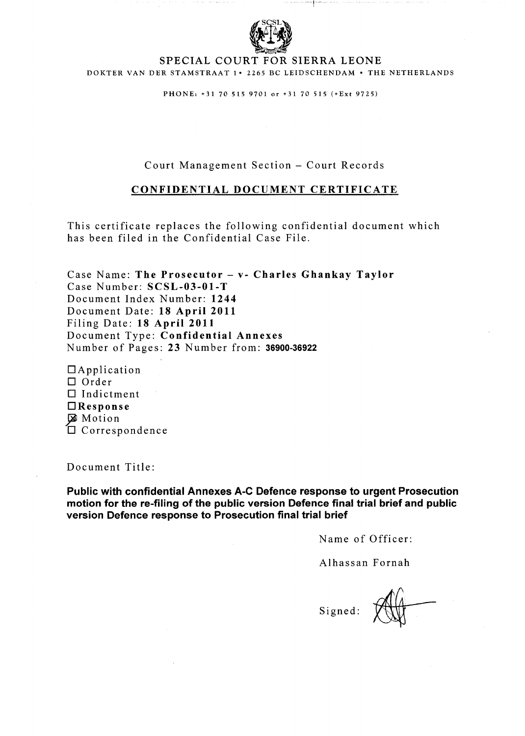SCSL

# SPECIAL COURT FOR SIERRA LEONE

DOKTER VAN DER STAMSTRAAT 1 • 2265 BC LEIDSCHENDAM • THE NETHERLANDS

PHONE: +31 70 515 9701 or +31 70 515 (+Ext 9725)

Court Management Section – Court Records

## CONFIDENTIAL DOCUMENT CERTIFICATE

This certificate replaces the following confidential document which has been filed in the Confidential Case File.

Case Name: **The Prosecutor – v- Charles Ghankay Taylor**
Case Number: **SCSL-03-01-T**
Document Index Number: **1244**
Document Date: **18 April 2011**
Filing Date: **18 April 2011**
Document Type: **Confidential Annexes**
Number of Pages: **23** Number from: **36900-36922**

- ☐ Application
- ☐ Order
- ☐ Indictment
- ☐ **Response**
- ☒ Motion
- ☐ Correspondence

Document Title:

**Public with confidential Annexes A-C Defence response to urgent Prosecution motion for the re-filing of the public version Defence final trial brief and public version Defence response to Prosecution final trial brief**

Name of Officer:

Alhassan Fornah

Signed: